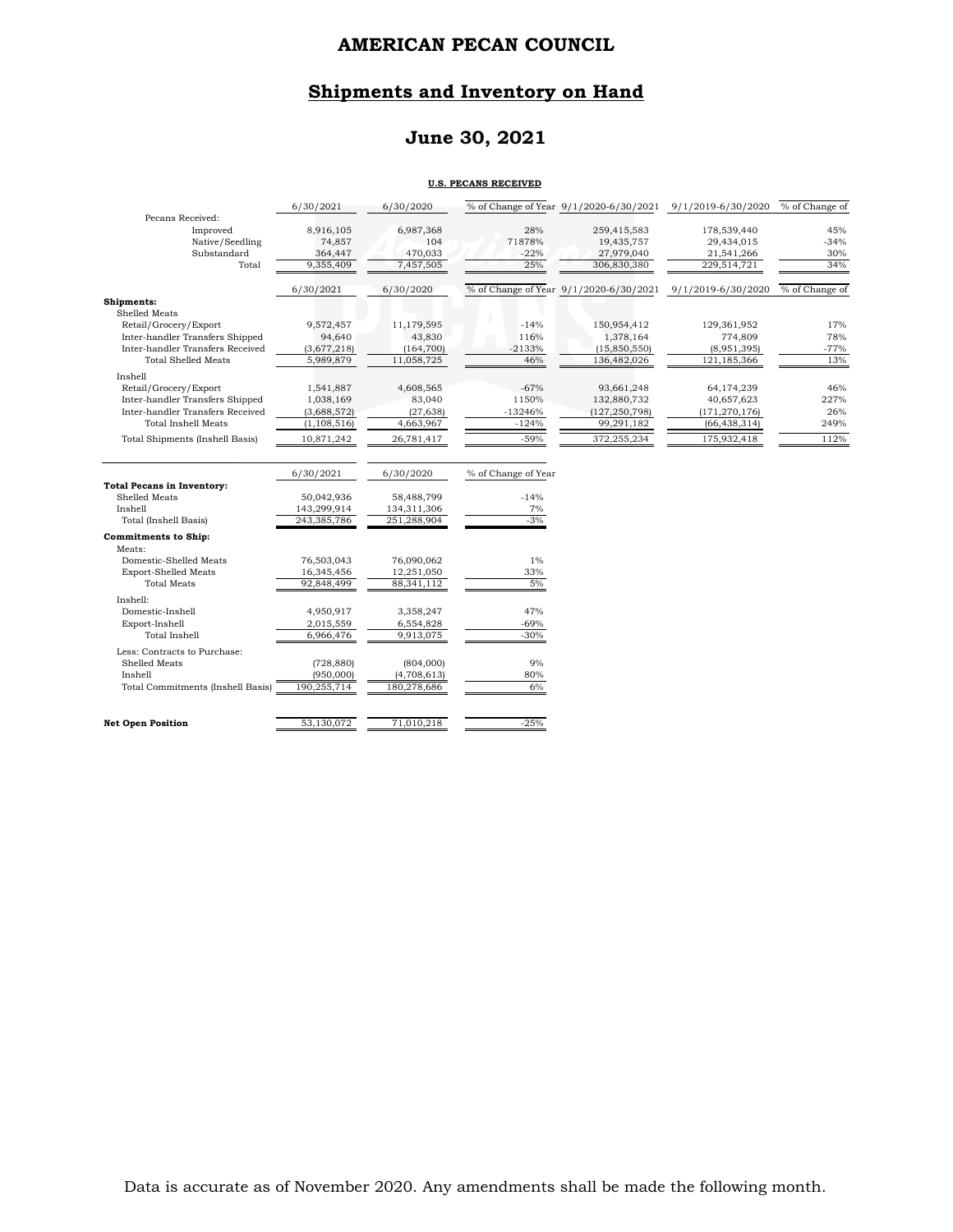# AMERICAN PECAN COUNCIL

## Shipments and Inventory on Hand

## June 30, 2021

**U.S. PECANS RECEIVED**

| | 6/30/2021 | 6/30/2020 | % of Change of Year | 9/1/2020-6/30/2021 | 9/1/2019-6/30/2020 | % of Change of |
|---|---|---|---|---|---|---|
| Pecans Received: | | | | | | |
| Improved | 8,916,105 | 6,987,368 | 28% | 259,415,583 | 178,539,440 | 45% |
| Native/Seedling | 74,857 | 104 | 71878% | 19,435,757 | 29,434,015 | -34% |
| Substandard | 364,447 | 470,033 | -22% | 27,979,040 | 21,541,266 | 30% |
| Total | 9,355,409 | 7,457,505 | 25% | 306,830,380 | 229,514,721 | 34% |

| | 6/30/2021 | 6/30/2020 | % of Change of Year | 9/1/2020-6/30/2021 | 9/1/2019-6/30/2020 | % of Change of |
|---|---|---|---|---|---|---|
| **Shipments:** | | | | | | |
| Shelled Meats | | | | | | |
| Retail/Grocery/Export | 9,572,457 | 11,179,595 | -14% | 150,954,412 | 129,361,952 | 17% |
| Inter-handler Transfers Shipped | 94,640 | 43,830 | 116% | 1,378,164 | 774,809 | 78% |
| Inter-handler Transfers Received | (3,677,218) | (164,700) | -2133% | (15,850,550) | (8,951,395) | -77% |
| Total Shelled Meats | 5,989,879 | 11,058,725 | 46% | 136,482,026 | 121,185,366 | 13% |
| Inshell | | | | | | |
| Retail/Grocery/Export | 1,541,887 | 4,608,565 | -67% | 93,661,248 | 64,174,239 | 46% |
| Inter-handler Transfers Shipped | 1,038,169 | 83,040 | 1150% | 132,880,732 | 40,657,623 | 227% |
| Inter-handler Transfers Received | (3,688,572) | (27,638) | -13246% | (127,250,798) | (171,270,176) | 26% |
| Total Inshell Meats | (1,108,516) | 4,663,967 | -124% | 99,291,182 | (66,438,314) | 249% |
| Total Shipments (Inshell Basis) | 10,871,242 | 26,781,417 | -59% | 372,255,234 | 175,932,418 | 112% |

| | 6/30/2021 | 6/30/2020 | % of Change of Year |
|---|---|---|---|
| **Total Pecans in Inventory:** | | | |
| Shelled Meats | 50,042,936 | 58,488,799 | -14% |
| Inshell | 143,299,914 | 134,311,306 | 7% |
| Total (Inshell Basis) | 243,385,786 | 251,288,904 | -3% |
| **Commitments to Ship:** | | | |
| Meats: | | | |
| Domestic-Shelled Meats | 76,503,043 | 76,090,062 | 1% |
| Export-Shelled Meats | 16,345,456 | 12,251,050 | 33% |
| Total Meats | 92,848,499 | 88,341,112 | 5% |
| Inshell: | | | |
| Domestic-Inshell | 4,950,917 | 3,358,247 | 47% |
| Export-Inshell | 2,015,559 | 6,554,828 | -69% |
| Total Inshell | 6,966,476 | 9,913,075 | -30% |
| Less: Contracts to Purchase: | | | |
| Shelled Meats | (728,880) | (804,000) | 9% |
| Inshell | (950,000) | (4,708,613) | 80% |
| Total Commitments (Inshell Basis) | 190,255,714 | 180,278,686 | 6% |
| **Net Open Position** | 53,130,072 | 71,010,218 | -25% |

Data is accurate as of November 2020. Any amendments shall be made the following month.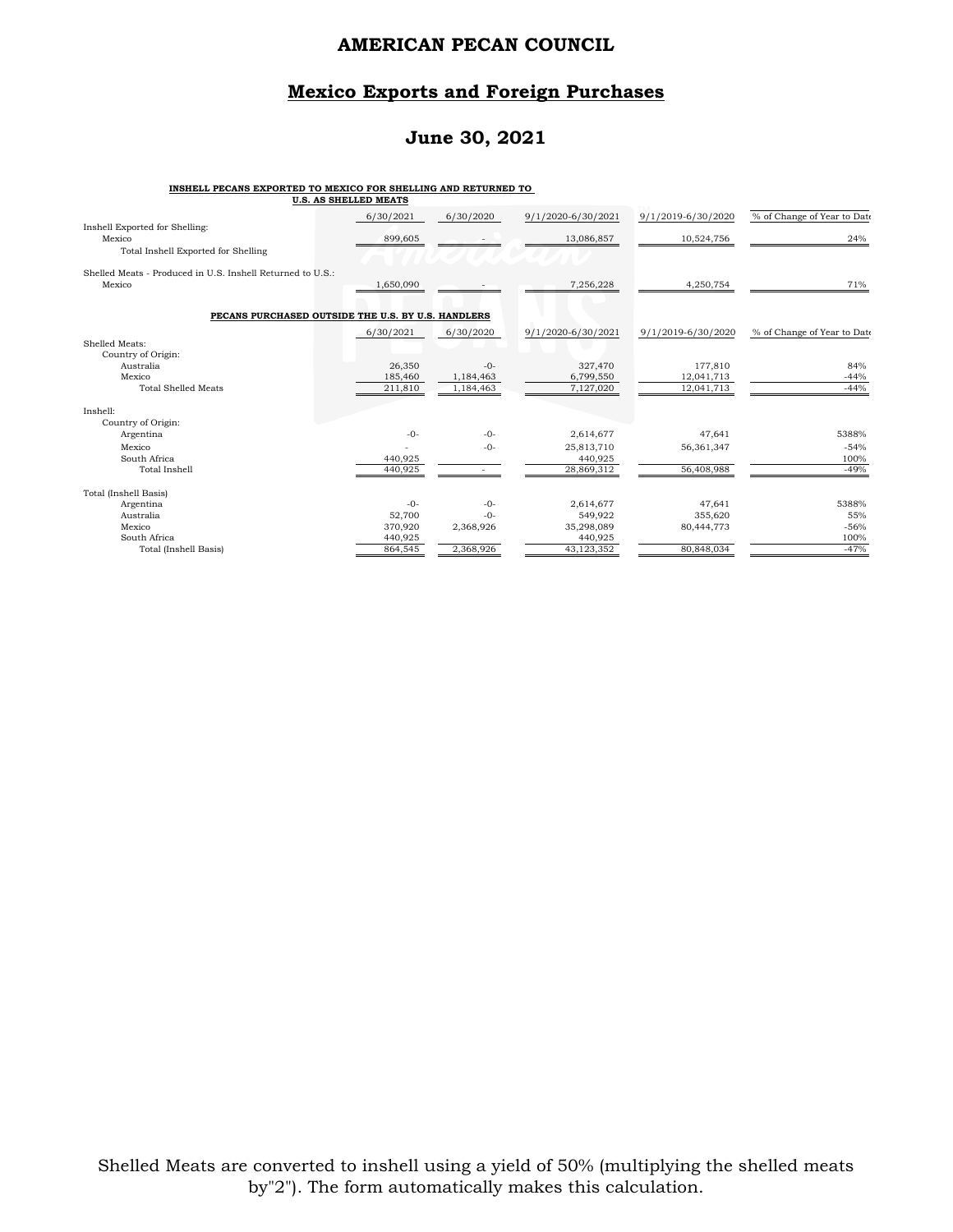# AMERICAN PECAN COUNCIL

## Mexico Exports and Foreign Purchases

## June 30, 2021

**INSHELL PECANS EXPORTED TO MEXICO FOR SHELLING AND RETURNED TO U.S. AS SHELLED MEATS**

| | 6/30/2021 | 6/30/2020 | 9/1/2020-6/30/2021 | 9/1/2019-6/30/2020 | % of Change of Year to Date |
|---|---|---|---|---|---|
| Inshell Exported for Shelling: | | | | | |
| Mexico | 899,605 | - | 13,086,857 | 10,524,756 | 24% |
| Total Inshell Exported for Shelling | | | | | |
| Shelled Meats - Produced in U.S. Inshell Returned to U.S.: | | | | | |
| Mexico | 1,650,090 | - | 7,256,228 | 4,250,754 | 71% |

**PECANS PURCHASED OUTSIDE THE U.S. BY U.S. HANDLERS**

| | 6/30/2021 | 6/30/2020 | 9/1/2020-6/30/2021 | 9/1/2019-6/30/2020 | % of Change of Year to Date |
|---|---|---|---|---|---|
| Shelled Meats: | | | | | |
| Country of Origin: | | | | | |
| Australia | 26,350 | -0- | 327,470 | 177,810 | 84% |
| Mexico | 185,460 | 1,184,463 | 6,799,550 | 12,041,713 | -44% |
| Total Shelled Meats | 211,810 | 1,184,463 | 7,127,020 | 12,041,713 | -44% |
| Inshell: | | | | | |
| Country of Origin: | | | | | |
| Argentina | -0- | -0- | 2,614,677 | 47,641 | 5388% |
| Mexico | - | -0- | 25,813,710 | 56,361,347 | -54% |
| South Africa | 440,925 | | 440,925 | | 100% |
| Total Inshell | 440,925 | - | 28,869,312 | 56,408,988 | -49% |
| Total (Inshell Basis) | | | | | |
| Argentina | -0- | -0- | 2,614,677 | 47,641 | 5388% |
| Australia | 52,700 | -0- | 549,922 | 355,620 | 55% |
| Mexico | 370,920 | 2,368,926 | 35,298,089 | 80,444,773 | -56% |
| South Africa | 440,925 | | 440,925 | | 100% |
| Total (Inshell Basis) | 864,545 | 2,368,926 | 43,123,352 | 80,848,034 | -47% |

Shelled Meats are converted to inshell using a yield of 50% (multiplying the shelled meats by"2"). The form automatically makes this calculation.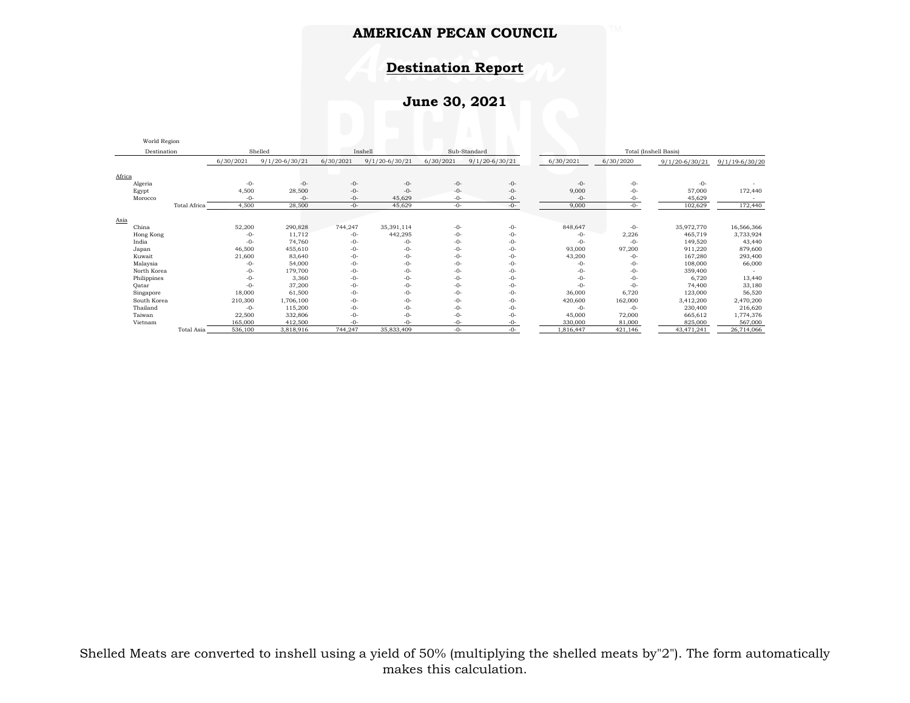# AMERICAN PECAN COUNCIL

## Destination Report

### June 30, 2021

| World Region Destination | Shelled | | Inshell | | Sub-Standard | | Total (Inshell Basis) | | | |
|---|---|---|---|---|---|---|---|---|---|---|
| | 6/30/2021 | 9/1/20-6/30/21 | 6/30/2021 | 9/1/20-6/30/21 | 6/30/2021 | 9/1/20-6/30/21 | 6/30/2021 | 6/30/2020 | 9/1/20-6/30/21 | 9/1/19-6/30/20 |
| Africa | | | | | | | | | | |
| Algeria | -0- | -0- | -0- | -0- | -0- | -0- | -0- | -0- | -0- | - |
| Egypt | 4,500 | 28,500 | -0- | -0- | -0- | -0- | 9,000 | -0- | 57,000 | 172,440 |
| Morocco | -0- | -0- | -0- | 45,629 | -0- | -0- | -0- | -0- | 45,629 | - |
| Total Africa | 4,500 | 28,500 | -0- | 45,629 | -0- | -0- | 9,000 | -0- | 102,629 | 172,440 |
| Asia | | | | | | | | | | |
| China | 52,200 | 290,828 | 744,247 | 35,391,114 | -0- | -0- | 848,647 | -0- | 35,972,770 | 16,566,366 |
| Hong Kong | -0- | 11,712 | -0- | 442,295 | -0- | -0- | -0- | 2,226 | 465,719 | 3,733,924 |
| India | -0- | 74,760 | -0- | -0- | -0- | -0- | -0- | -0- | 149,520 | 43,440 |
| Japan | 46,500 | 455,610 | -0- | -0- | -0- | -0- | 93,000 | 97,200 | 911,220 | 879,600 |
| Kuwait | 21,600 | 83,640 | -0- | -0- | -0- | -0- | 43,200 | -0- | 167,280 | 293,400 |
| Malaysia | -0- | 54,000 | -0- | -0- | -0- | -0- | -0- | -0- | 108,000 | 66,000 |
| North Korea | -0- | 179,700 | -0- | -0- | -0- | -0- | -0- | -0- | 359,400 | - |
| Philippines | -0- | 3,360 | -0- | -0- | -0- | -0- | -0- | -0- | 6,720 | 13,440 |
| Qatar | -0- | 37,200 | -0- | -0- | -0- | -0- | -0- | -0- | 74,400 | 33,180 |
| Singapore | 18,000 | 61,500 | -0- | -0- | -0- | -0- | 36,000 | 6,720 | 123,000 | 56,520 |
| South Korea | 210,300 | 1,706,100 | -0- | -0- | -0- | -0- | 420,600 | 162,000 | 3,412,200 | 2,470,200 |
| Thailand | -0- | 115,200 | -0- | -0- | -0- | -0- | -0- | -0- | 230,400 | 216,620 |
| Taiwan | 22,500 | 332,806 | -0- | -0- | -0- | -0- | 45,000 | 72,000 | 665,612 | 1,774,376 |
| Vietnam | 165,000 | 412,500 | -0- | -0- | -0- | -0- | 330,000 | 81,000 | 825,000 | 567,000 |
| Total Asia | 536,100 | 3,818,916 | 744,247 | 35,833,409 | -0- | -0- | 1,816,447 | 421,146 | 43,471,241 | 26,714,066 |

Shelled Meats are converted to inshell using a yield of 50% (multiplying the shelled meats by"2"). The form automatically makes this calculation.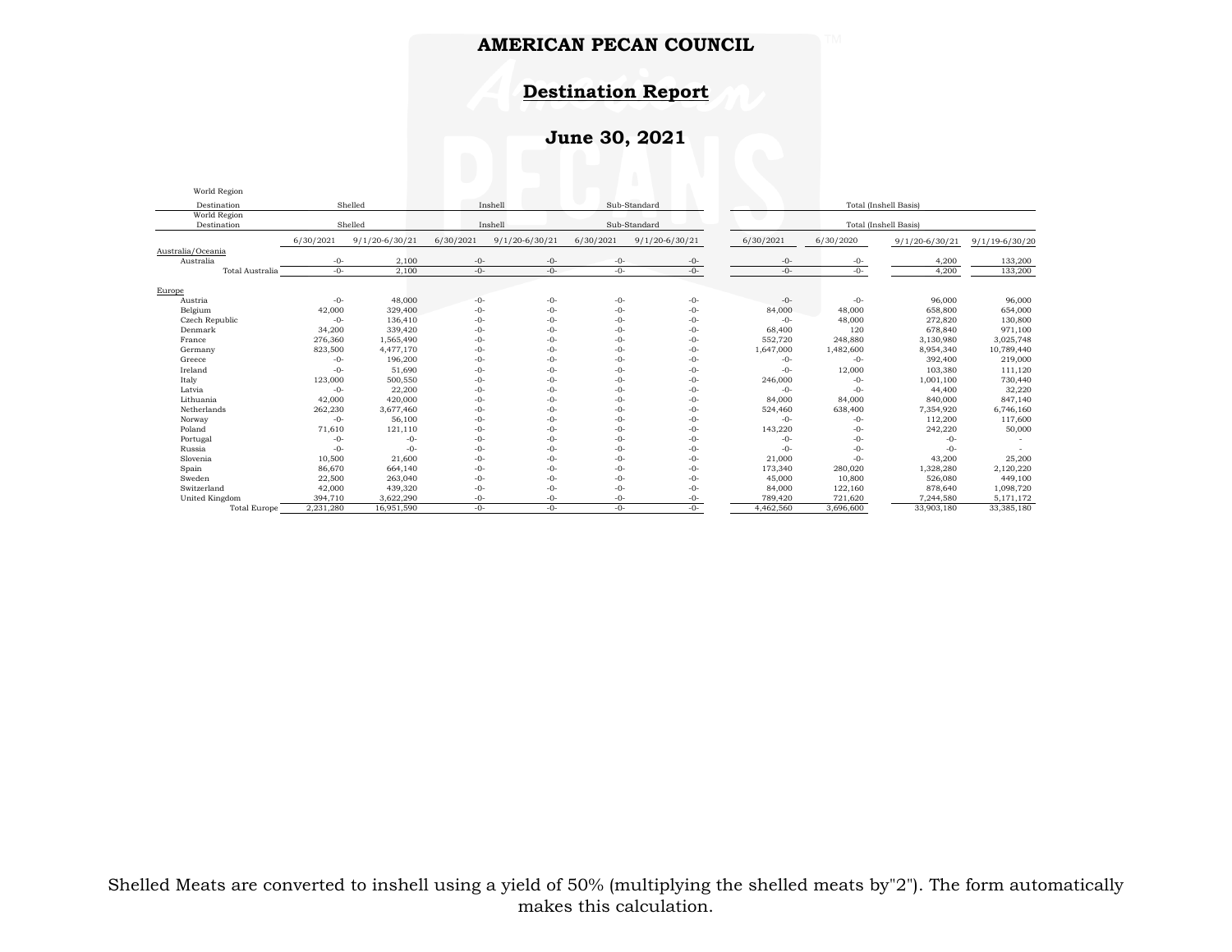# AMERICAN PECAN COUNCIL

## Destination Report

## June 30, 2021

| World Region Destination | Shelled | | Inshell | | Sub-Standard | | Total (Inshell Basis) | | | |
|---|---|---|---|---|---|---|---|---|---|---|
| | 6/30/2021 | 9/1/20-6/30/21 | 6/30/2021 | 9/1/20-6/30/21 | 6/30/2021 | 9/1/20-6/30/21 | 6/30/2021 | 6/30/2020 | 9/1/20-6/30/21 | 9/1/19-6/30/20 |
| Australia/Oceania | | | | | | | | | | |
| Australia | -0- | 2,100 | -0- | -0- | -0- | -0- | -0- | -0- | 4,200 | 133,200 |
| Total Australia | -0- | 2,100 | -0- | -0- | -0- | -0- | -0- | -0- | 4,200 | 133,200 |
| Europe | | | | | | | | | | |
| Austria | -0- | 48,000 | -0- | -0- | -0- | -0- | -0- | -0- | 96,000 | 96,000 |
| Belgium | 42,000 | 329,400 | -0- | -0- | -0- | -0- | 84,000 | 48,000 | 658,800 | 654,000 |
| Czech Republic | -0- | 136,410 | -0- | -0- | -0- | -0- | -0- | 48,000 | 272,820 | 130,800 |
| Denmark | 34,200 | 339,420 | -0- | -0- | -0- | -0- | 68,400 | 120 | 678,840 | 971,100 |
| France | 276,360 | 1,565,490 | -0- | -0- | -0- | -0- | 552,720 | 248,880 | 3,130,980 | 3,025,748 |
| Germany | 823,500 | 4,477,170 | -0- | -0- | -0- | -0- | 1,647,000 | 1,482,600 | 8,954,340 | 10,789,440 |
| Greece | -0- | 196,200 | -0- | -0- | -0- | -0- | -0- | -0- | 392,400 | 219,000 |
| Ireland | -0- | 51,690 | -0- | -0- | -0- | -0- | -0- | 12,000 | 103,380 | 111,120 |
| Italy | 123,000 | 500,550 | -0- | -0- | -0- | -0- | 246,000 | -0- | 1,001,100 | 730,440 |
| Latvia | -0- | 22,200 | -0- | -0- | -0- | -0- | -0- | -0- | 44,400 | 32,220 |
| Lithuania | 42,000 | 420,000 | -0- | -0- | -0- | -0- | 84,000 | 84,000 | 840,000 | 847,140 |
| Netherlands | 262,230 | 3,677,460 | -0- | -0- | -0- | -0- | 524,460 | 638,400 | 7,354,920 | 6,746,160 |
| Norway | -0- | 56,100 | -0- | -0- | -0- | -0- | -0- | -0- | 112,200 | 117,600 |
| Poland | 71,610 | 121,110 | -0- | -0- | -0- | -0- | 143,220 | -0- | 242,220 | 50,000 |
| Portugal | -0- | -0- | -0- | -0- | -0- | -0- | -0- | -0- | -0- | - |
| Russia | -0- | -0- | -0- | -0- | -0- | -0- | -0- | -0- | -0- | - |
| Slovenia | 10,500 | 21,600 | -0- | -0- | -0- | -0- | 21,000 | -0- | 43,200 | 25,200 |
| Spain | 86,670 | 664,140 | -0- | -0- | -0- | -0- | 173,340 | 280,020 | 1,328,280 | 2,120,220 |
| Sweden | 22,500 | 263,040 | -0- | -0- | -0- | -0- | 45,000 | 10,800 | 526,080 | 449,100 |
| Switzerland | 42,000 | 439,320 | -0- | -0- | -0- | -0- | 84,000 | 122,160 | 878,640 | 1,098,720 |
| United Kingdom | 394,710 | 3,622,290 | -0- | -0- | -0- | -0- | 789,420 | 721,620 | 7,244,580 | 5,171,172 |
| Total Europe | 2,231,280 | 16,951,590 | -0- | -0- | -0- | -0- | 4,462,560 | 3,696,600 | 33,903,180 | 33,385,180 |

Shelled Meats are converted to inshell using a yield of 50% (multiplying the shelled meats by"2"). The form automatically makes this calculation.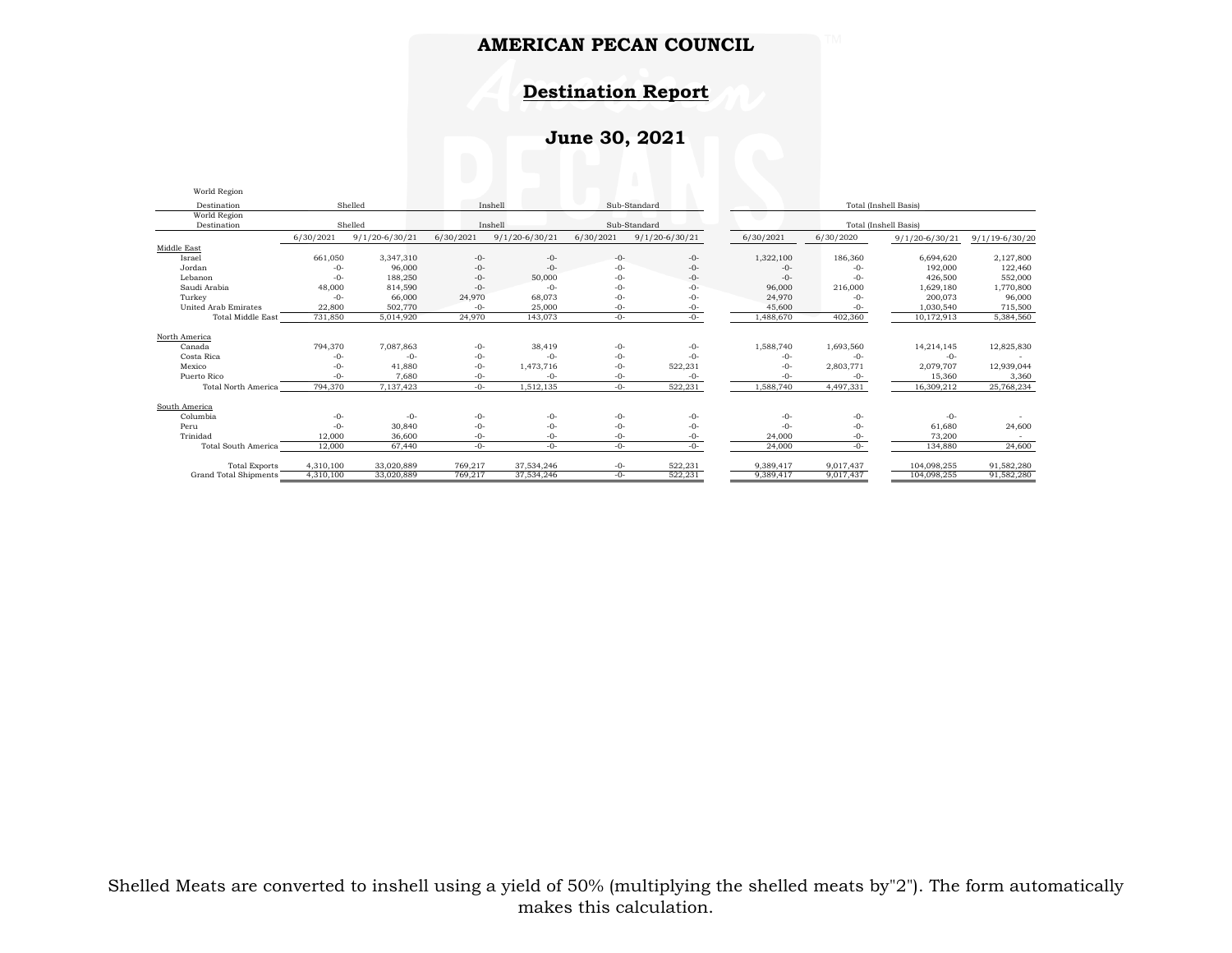# AMERICAN PECAN COUNCIL

## Destination Report

### June 30, 2021

| World Region Destination | Shelled | | Inshell | | Sub-Standard | | Total (Inshell Basis) | | | |
|---|---|---|---|---|---|---|---|---|---|---|
| | 6/30/2021 | 9/1/20-6/30/21 | 6/30/2021 | 9/1/20-6/30/21 | 6/30/2021 | 9/1/20-6/30/21 | 6/30/2021 | 6/30/2020 | 9/1/20-6/30/21 | 9/1/19-6/30/20 |
| Middle East | | | | | | | | | | |
| Israel | 661,050 | 3,347,310 | -0- | -0- | -0- | -0- | 1,322,100 | 186,360 | 6,694,620 | 2,127,800 |
| Jordan | -0- | 96,000 | -0- | -0- | -0- | -0- | -0- | -0- | 192,000 | 122,460 |
| Lebanon | -0- | 188,250 | -0- | 50,000 | -0- | -0- | -0- | -0- | 426,500 | 552,000 |
| Saudi Arabia | 48,000 | 814,590 | -0- | -0- | -0- | -0- | 96,000 | 216,000 | 1,629,180 | 1,770,800 |
| Turkey | -0- | 66,000 | 24,970 | 68,073 | -0- | -0- | 24,970 | -0- | 200,073 | 96,000 |
| United Arab Emirates | 22,800 | 502,770 | -0- | 25,000 | -0- | -0- | 45,600 | -0- | 1,030,540 | 715,500 |
| Total Middle East | 731,850 | 5,014,920 | 24,970 | 143,073 | -0- | -0- | 1,488,670 | 402,360 | 10,172,913 | 5,384,560 |
| North America | | | | | | | | | | |
| Canada | 794,370 | 7,087,863 | -0- | 38,419 | -0- | -0- | 1,588,740 | 1,693,560 | 14,214,145 | 12,825,830 |
| Costa Rica | -0- | -0- | -0- | -0- | -0- | -0- | -0- | -0- | -0- | - |
| Mexico | -0- | 41,880 | -0- | 1,473,716 | -0- | 522,231 | -0- | 2,803,771 | 2,079,707 | 12,939,044 |
| Puerto Rico | -0- | 7,680 | -0- | -0- | -0- | -0- | -0- | -0- | 15,360 | 3,360 |
| Total North America | 794,370 | 7,137,423 | -0- | 1,512,135 | -0- | 522,231 | 1,588,740 | 4,497,331 | 16,309,212 | 25,768,234 |
| South America | | | | | | | | | | |
| Columbia | -0- | -0- | -0- | -0- | -0- | -0- | -0- | -0- | -0- | - |
| Peru | -0- | 30,840 | -0- | -0- | -0- | -0- | -0- | -0- | 61,680 | 24,600 |
| Trinidad | 12,000 | 36,600 | -0- | -0- | -0- | -0- | 24,000 | -0- | 73,200 | - |
| Total South America | 12,000 | 67,440 | -0- | -0- | -0- | -0- | 24,000 | -0- | 134,880 | 24,600 |
| Total Exports | 4,310,100 | 33,020,889 | 769,217 | 37,534,246 | -0- | 522,231 | 9,389,417 | 9,017,437 | 104,098,255 | 91,582,280 |
| Grand Total Shipments | 4,310,100 | 33,020,889 | 769,217 | 37,534,246 | -0- | 522,231 | 9,389,417 | 9,017,437 | 104,098,255 | 91,582,280 |

Shelled Meats are converted to inshell using a yield of 50% (multiplying the shelled meats by"2"). The form automatically makes this calculation.